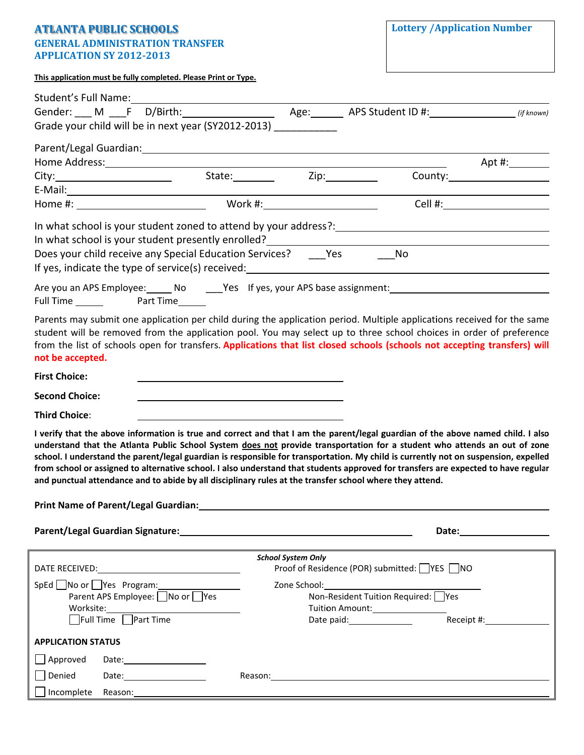# ATLANTA PUBLIC SCHOOLS

## GENERAL ADMINISTRATION TRANSFER APPLICATION SY 2012-2013

**Lottery /Application Number**

**This application must be fully completed. Please Print or Type.**

Student's Full Name: ______________________________

Gender: ___ M ___F D/Birth: ______________ Age: ______ APS Student ID #: ______________ *(if known)*

Grade your child will be in next year (SY2012-2013) ___________

Parent/Legal Guardian: ______________________________

Home Address: ______________________________ Apt #: ________

City: ______________ State: ________ Zip: __________ County: ______________

E-Mail: ______________________________

Home #: ______________ Work #: ______________ Cell #: ______________

In what school is your student zoned to attend by your address?: ______________________________

In what school is your student presently enrolled? ______________________________

Does your child receive any Special Education Services? ___Yes ___No

If yes, indicate the type of service(s) received: ______________________________

Are you an APS Employee: _____ No ___Yes If yes, your APS base assignment: ______________________________

Full Time ______ Part Time _____

Parents may submit one application per child during the application period. Multiple applications received for the same student will be removed from the application pool. You may select up to three school choices in order of preference from the list of schools open for transfers. **Applications that list closed schools (schools not accepting transfers) will not be accepted.**

**First Choice:** ______________________________

**Second Choice:** ______________________________

**Third Choice:** ______________________________

**I verify that the above information is true and correct and that I am the parent/legal guardian of the above named child. I also understand that the Atlanta Public School System does not provide transportation for a student who attends an out of zone school. I understand the parent/legal guardian is responsible for transportation. My child is currently not on suspension, expelled from school or assigned to alternative school. I also understand that students approved for transfers are expected to have regular and punctual attendance and to abide by all disciplinary rules at the transfer school where they attend.**

**Print Name of Parent/Legal Guardian:** ______________________________

**Parent/Legal Guardian Signature:** ______________________________ **Date:** ______________

---

***School System Only***

DATE RECEIVED: ______________________________

Proof of Residence (POR) submitted: ☐YES ☐NO

SpEd ☐No or ☐Yes Program: ______________

Zone School: ______________________________

Parent APS Employee: ☐No or ☐Yes

Non-Resident Tuition Required: ☐Yes

Worksite: ______________

Tuition Amount: ______________

☐Full Time ☐Part Time

Date paid: ______________ Receipt #: ______________

**APPLICATION STATUS**

☐ Approved Date: ______________

☐ Denied Date: ______________ Reason: ______________________________

☐ Incomplete Reason: ______________________________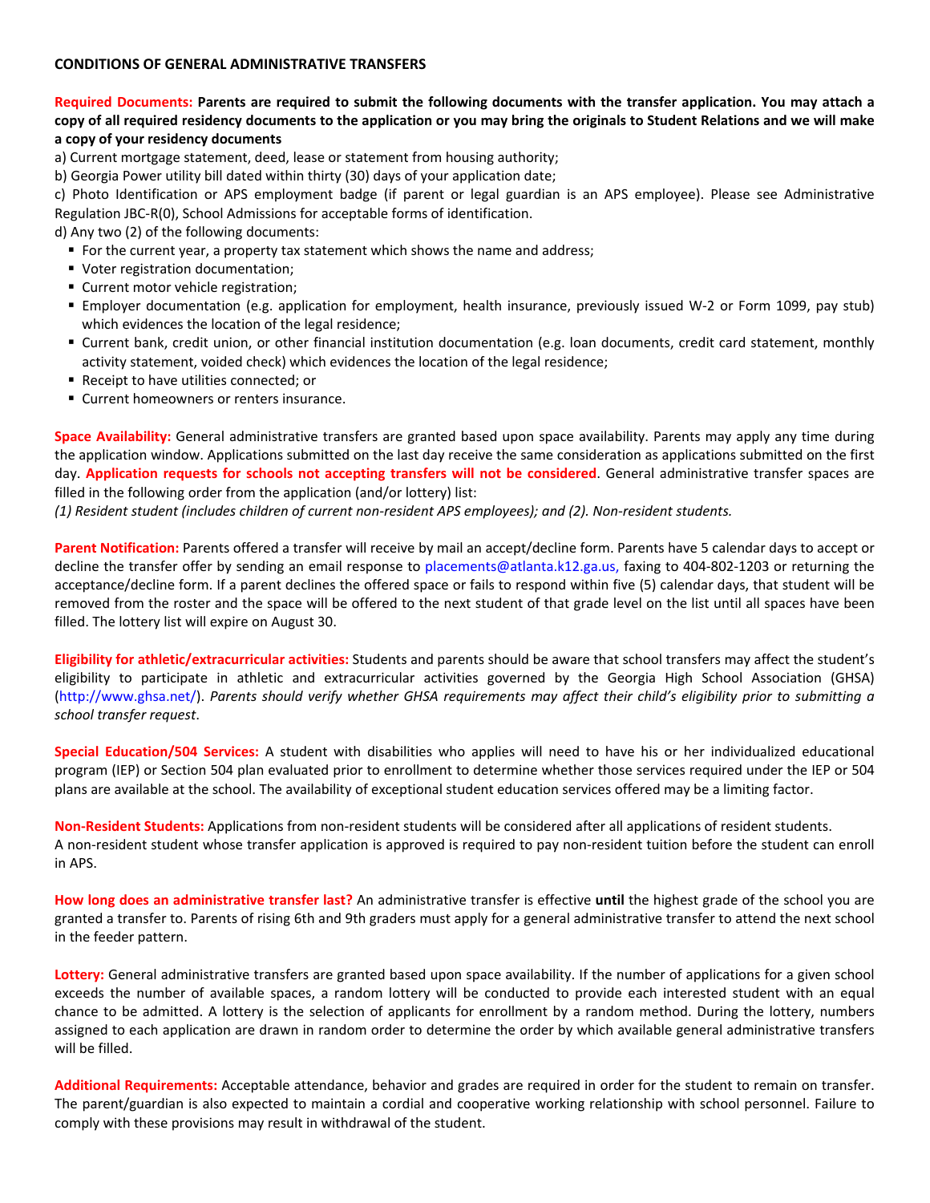## CONDITIONS OF GENERAL ADMINISTRATIVE TRANSFERS

**Required Documents: Parents are required to submit the following documents with the transfer application. You may attach a copy of all required residency documents to the application or you may bring the originals to Student Relations and we will make a copy of your residency documents**

a) Current mortgage statement, deed, lease or statement from housing authority;

b) Georgia Power utility bill dated within thirty (30) days of your application date;

c) Photo Identification or APS employment badge (if parent or legal guardian is an APS employee). Please see Administrative Regulation JBC-R(0), School Admissions for acceptable forms of identification.

d) Any two (2) of the following documents:

- For the current year, a property tax statement which shows the name and address;
- Voter registration documentation;
- Current motor vehicle registration;
- Employer documentation (e.g. application for employment, health insurance, previously issued W-2 or Form 1099, pay stub) which evidences the location of the legal residence;
- Current bank, credit union, or other financial institution documentation (e.g. loan documents, credit card statement, monthly activity statement, voided check) which evidences the location of the legal residence;
- Receipt to have utilities connected; or
- Current homeowners or renters insurance.

**Space Availability:** General administrative transfers are granted based upon space availability. Parents may apply any time during the application window. Applications submitted on the last day receive the same consideration as applications submitted on the first day. **Application requests for schools not accepting transfers will not be considered**. General administrative transfer spaces are filled in the following order from the application (and/or lottery) list:

*(1) Resident student (includes children of current non-resident APS employees); and (2). Non-resident students.*

**Parent Notification:** Parents offered a transfer will receive by mail an accept/decline form. Parents have 5 calendar days to accept or decline the transfer offer by sending an email response to placements@atlanta.k12.ga.us, faxing to 404-802-1203 or returning the acceptance/decline form. If a parent declines the offered space or fails to respond within five (5) calendar days, that student will be removed from the roster and the space will be offered to the next student of that grade level on the list until all spaces have been filled. The lottery list will expire on August 30.

**Eligibility for athletic/extracurricular activities:** Students and parents should be aware that school transfers may affect the student's eligibility to participate in athletic and extracurricular activities governed by the Georgia High School Association (GHSA) (http://www.ghsa.net/). *Parents should verify whether GHSA requirements may affect their child's eligibility prior to submitting a school transfer request*.

**Special Education/504 Services:** A student with disabilities who applies will need to have his or her individualized educational program (IEP) or Section 504 plan evaluated prior to enrollment to determine whether those services required under the IEP or 504 plans are available at the school. The availability of exceptional student education services offered may be a limiting factor.

**Non-Resident Students:** Applications from non-resident students will be considered after all applications of resident students. A non-resident student whose transfer application is approved is required to pay non-resident tuition before the student can enroll in APS.

**How long does an administrative transfer last?** An administrative transfer is effective **until** the highest grade of the school you are granted a transfer to. Parents of rising 6th and 9th graders must apply for a general administrative transfer to attend the next school in the feeder pattern.

**Lottery:** General administrative transfers are granted based upon space availability. If the number of applications for a given school exceeds the number of available spaces, a random lottery will be conducted to provide each interested student with an equal chance to be admitted. A lottery is the selection of applicants for enrollment by a random method. During the lottery, numbers assigned to each application are drawn in random order to determine the order by which available general administrative transfers will be filled.

**Additional Requirements:** Acceptable attendance, behavior and grades are required in order for the student to remain on transfer. The parent/guardian is also expected to maintain a cordial and cooperative working relationship with school personnel. Failure to comply with these provisions may result in withdrawal of the student.